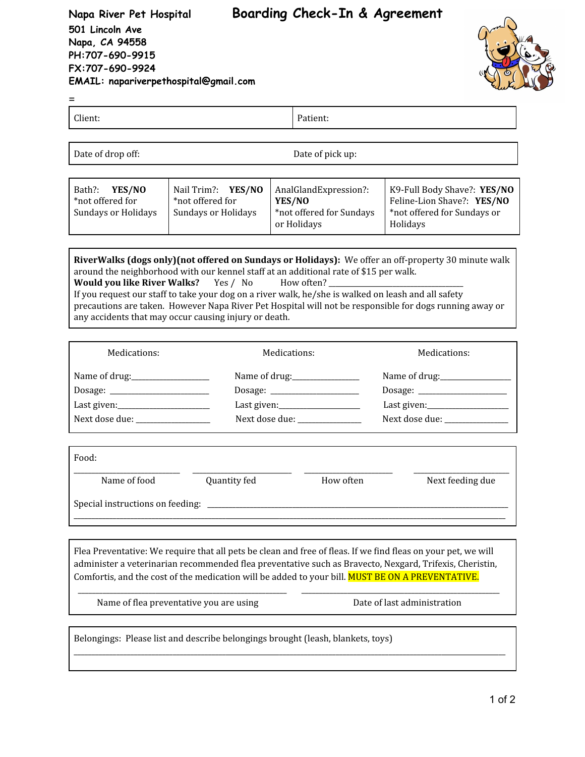**Napa River Pet Hospital**
**501 Lincoln Ave**
**Napa, CA 94558**
**PH:707-690-9915**
**FX:707-690-9924**
**EMAIL: napariverpethospital@gmail.com**

# Boarding Check-In & Agreement

=

| Client: | Patient: |
|---|---|

| Date of drop off: | Date of pick up: |
|---|---|

| Bath?: **YES/NO** *not offered for Sundays or Holidays | Nail Trim?: **YES/NO** *not offered for Sundays or Holidays | AnalGlandExpression?: **YES/NO** *not offered for Sundays or Holidays | K9-Full Body Shave?: **YES/NO** Feline-Lion Shave?: **YES/NO** *not offered for Sundays or Holidays |
|---|---|---|---|

**RiverWalks (dogs only)(not offered on Sundays or Holidays):** We offer an off-property 30 minute walk around the neighborhood with our kennel staff at an additional rate of $15 per walk.
**Would you like River Walks?** Yes / No How often? ______________________________
If you request our staff to take your dog on a river walk, he/she is walked on leash and all safety precautions are taken. However Napa River Pet Hospital will not be responsible for dogs running away or any accidents that may occur causing injury or death.

| Medications: | Medications: | Medications: |
|---|---|---|
| Name of drug:_________________ | Name of drug:_______________ | Name of drug:_______________ |
| Dosage: _____________________ | Dosage: ___________________ | Dosage: ___________________ |
| Last given:____________________ | Last given:_________________ | Last given:_________________ |
| Next dose due: ________________ | Next dose due: ______________ | Next dose due: ______________ |

Food:

| ____________________ | ____________________ | ____________________ | ____________________ |
|---|---|---|---|
| Name of food | Quantity fed | How often | Next feeding due |

Special instructions on feeding: ________________________________________________________________
__________________________________________________________________________________________

Flea Preventative: We require that all pets be clean and free of fleas. If we find fleas on your pet, we will administer a veterinarian recommended flea preventative such as Bravecto, Nexgard, Trifexis, Cheristin, Comfortis, and the cost of the medication will be added to your bill. MUST BE ON A PREVENTATIVE.

| ______________________________________ | ______________________________________ |
|---|---|
| Name of flea preventative you are using | Date of last administration |

Belongings: Please list and describe belongings brought (leash, blankets, toys)
__________________________________________________________________________________________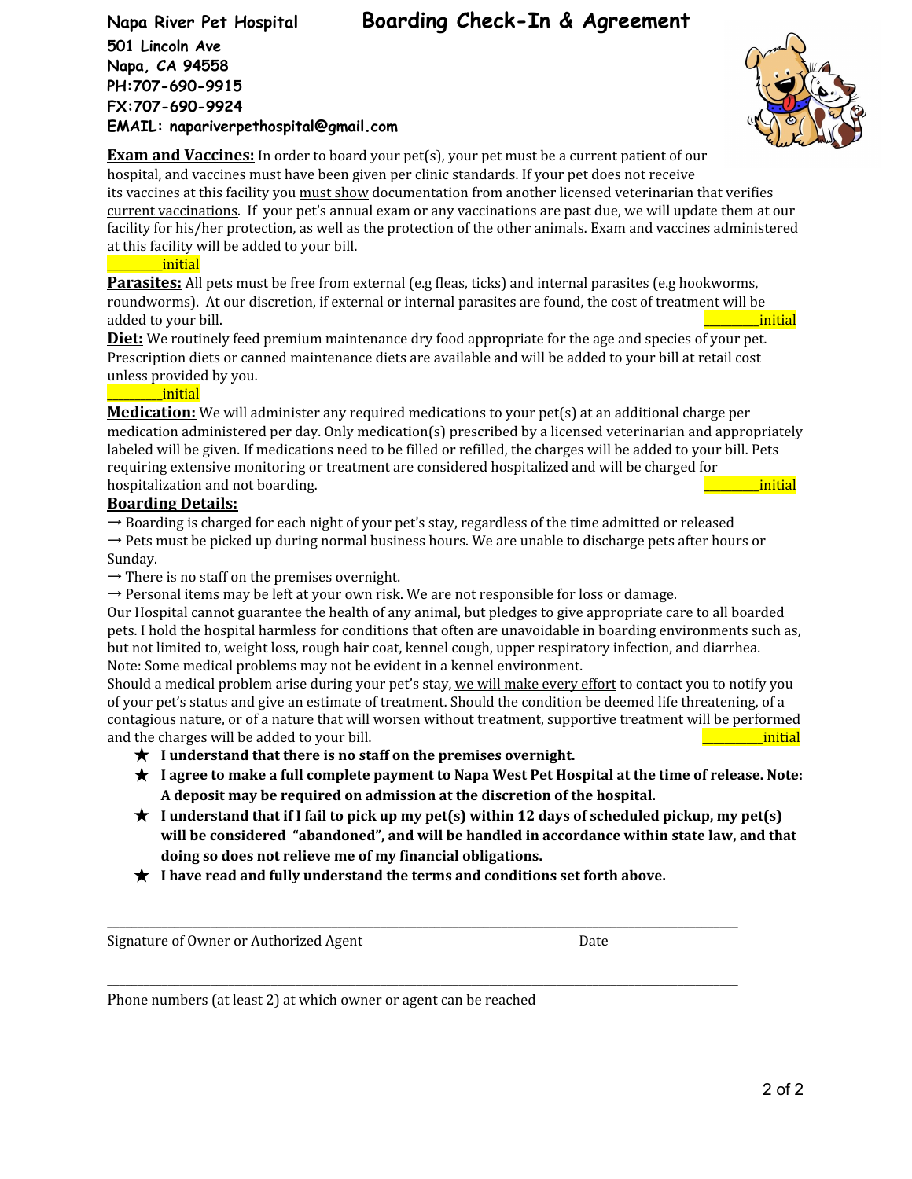**Napa River Pet Hospital**
**501 Lincoln Ave**
**Napa, CA 94558**
**PH:707-690-9915**
**FX:707-690-9924**
**EMAIL: napariverpethospital@gmail.com**

# Boarding Check-In & Agreement

**Exam and Vaccines:** In order to board your pet(s), your pet must be a current patient of our hospital, and vaccines must have been given per clinic standards. If your pet does not receive its vaccines at this facility you must show documentation from another licensed veterinarian that verifies current vaccinations. If your pet's annual exam or any vaccinations are past due, we will update them at our facility for his/her protection, as well as the protection of the other animals. Exam and vaccines administered at this facility will be added to your bill.

________initial

**Parasites:** All pets must be free from external (e.g fleas, ticks) and internal parasites (e.g hookworms, roundworms). At our discretion, if external or internal parasites are found, the cost of treatment will be added to your bill. ________initial

**Diet:** We routinely feed premium maintenance dry food appropriate for the age and species of your pet. Prescription diets or canned maintenance diets are available and will be added to your bill at retail cost unless provided by you.

________initial

**Medication:** We will administer any required medications to your pet(s) at an additional charge per medication administered per day. Only medication(s) prescribed by a licensed veterinarian and appropriately labeled will be given. If medications need to be filled or refilled, the charges will be added to your bill. Pets requiring extensive monitoring or treatment are considered hospitalized and will be charged for hospitalization and not boarding. ________initial

**Boarding Details:**

→ Boarding is charged for each night of your pet's stay, regardless of the time admitted or released
→ Pets must be picked up during normal business hours. We are unable to discharge pets after hours or Sunday.
→ There is no staff on the premises overnight.
→ Personal items may be left at your own risk. We are not responsible for loss or damage.

Our Hospital cannot guarantee the health of any animal, but pledges to give appropriate care to all boarded pets. I hold the hospital harmless for conditions that often are unavoidable in boarding environments such as, but not limited to, weight loss, rough hair coat, kennel cough, upper respiratory infection, and diarrhea. Note: Some medical problems may not be evident in a kennel environment.

Should a medical problem arise during your pet's stay, we will make every effort to contact you to notify you of your pet's status and give an estimate of treatment. Should the condition be deemed life threatening, of a contagious nature, or of a nature that will worsen without treatment, supportive treatment will be performed and the charges will be added to your bill. _________initial

- ★ **I understand that there is no staff on the premises overnight.**
- ★ **I agree to make a full complete payment to Napa West Pet Hospital at the time of release. Note: A deposit may be required on admission at the discretion of the hospital.**
- ★ **I understand that if I fail to pick up my pet(s) within 12 days of scheduled pickup, my pet(s) will be considered "abandoned", and will be handled in accordance within state law, and that doing so does not relieve me of my financial obligations.**
- ★ **I have read and fully understand the terms and conditions set forth above.**

_______________________________________________________________________________

Signature of Owner or Authorized Agent Date

_______________________________________________________________________________

Phone numbers (at least 2) at which owner or agent can be reached